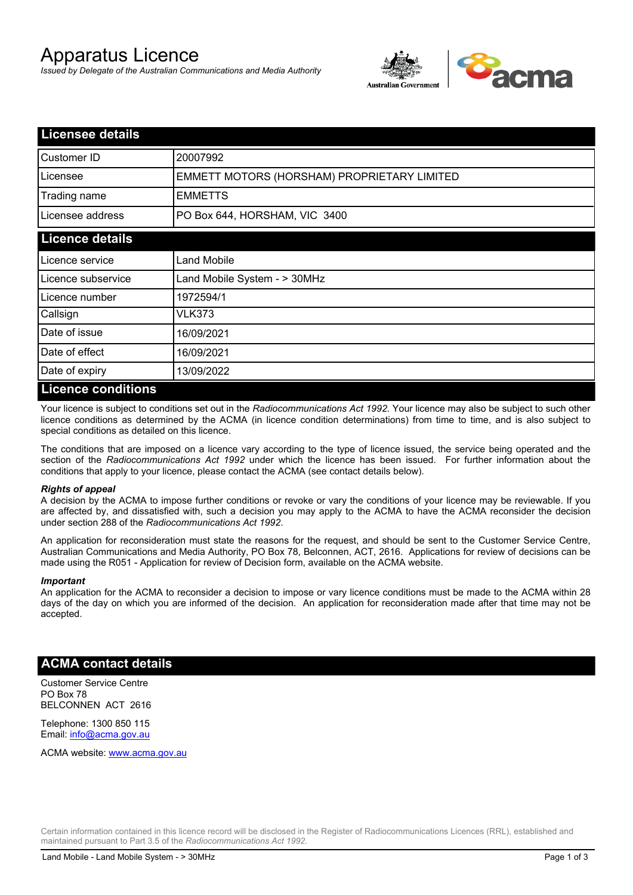# Apparatus Licence

*Issued by Delegate of the Australian Communications and Media Authority*

## Licensee details

| | |
|---|---|
| Customer ID | 20007992 |
| Licensee | EMMETT MOTORS (HORSHAM) PROPRIETARY LIMITED |
| Trading name | EMMETTS |
| Licensee address | PO Box 644, HORSHAM, VIC 3400 |

## Licence details

| | |
|---|---|
| Licence service | Land Mobile |
| Licence subservice | Land Mobile System - > 30MHz |
| Licence number | 1972594/1 |
| Callsign | VLK373 |
| Date of issue | 16/09/2021 |
| Date of effect | 16/09/2021 |
| Date of expiry | 13/09/2022 |

## Licence conditions

Your licence is subject to conditions set out in the *Radiocommunications Act 1992*. Your licence may also be subject to such other licence conditions as determined by the ACMA (in licence condition determinations) from time to time, and is also subject to special conditions as detailed on this licence.

The conditions that are imposed on a licence vary according to the type of licence issued, the service being operated and the section of the *Radiocommunications Act 1992* under which the licence has been issued. For further information about the conditions that apply to your licence, please contact the ACMA (see contact details below).

***Rights of appeal***

A decision by the ACMA to impose further conditions or revoke or vary the conditions of your licence may be reviewable. If you are affected by, and dissatisfied with, such a decision you may apply to the ACMA to have the ACMA reconsider the decision under section 288 of the *Radiocommunications Act 1992*.

An application for reconsideration must state the reasons for the request, and should be sent to the Customer Service Centre, Australian Communications and Media Authority, PO Box 78, Belconnen, ACT, 2616. Applications for review of decisions can be made using the R051 - Application for review of Decision form, available on the ACMA website.

***Important***

An application for the ACMA to reconsider a decision to impose or vary licence conditions must be made to the ACMA within 28 days of the day on which you are informed of the decision. An application for reconsideration made after that time may not be accepted.

## ACMA contact details

Customer Service Centre
PO Box 78
BELCONNEN ACT 2616

Telephone: 1300 850 115
Email: info@acma.gov.au

ACMA website: www.acma.gov.au

Certain information contained in this licence record will be disclosed in the Register of Radiocommunications Licences (RRL), established and maintained pursuant to Part 3.5 of the *Radiocommunications Act 1992.*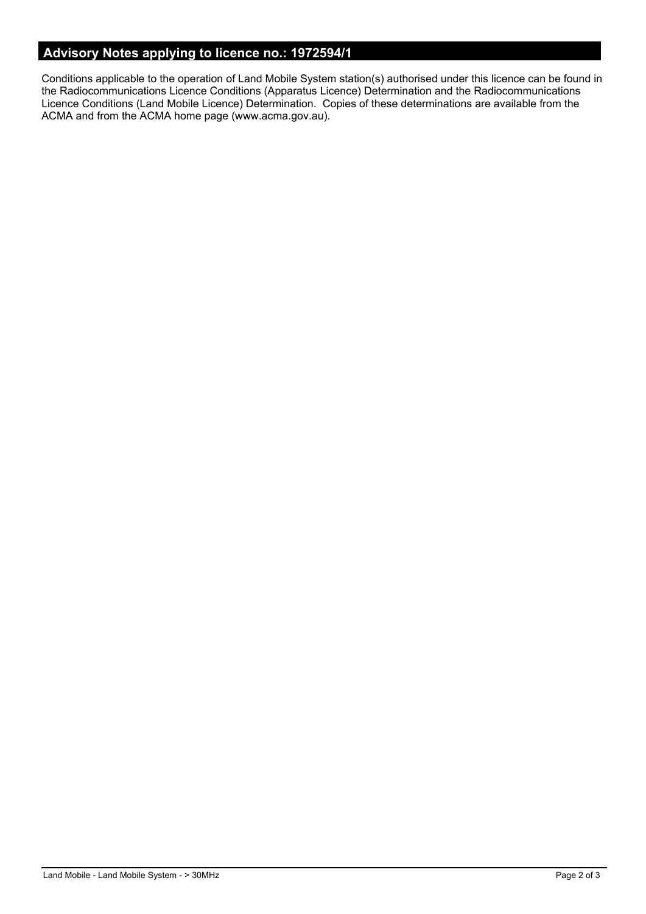## Advisory Notes applying to licence no.: 1972594/1

Conditions applicable to the operation of Land Mobile System station(s) authorised under this licence can be found in the Radiocommunications Licence Conditions (Apparatus Licence) Determination and the Radiocommunications Licence Conditions (Land Mobile Licence) Determination. Copies of these determinations are available from the ACMA and from the ACMA home page (www.acma.gov.au).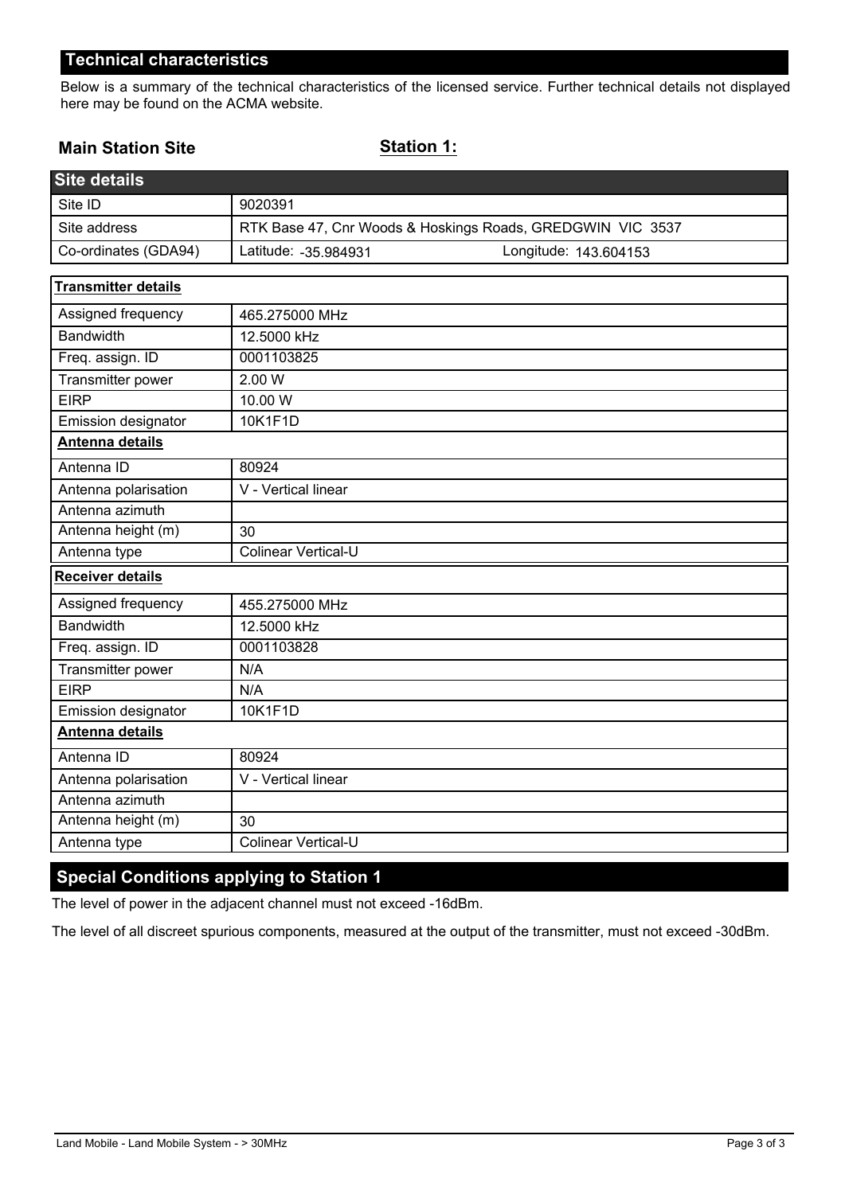## Technical characteristics

Below is a summary of the technical characteristics of the licensed service. Further technical details not displayed here may be found on the ACMA website.

**Main Station Site** **Station 1:**

| Site details | |
|---|---|
| Site ID | 9020391 |
| Site address | RTK Base 47, Cnr Woods & Hoskings Roads, GREDGWIN VIC 3537 |
| Co-ordinates (GDA94) | Latitude: -35.984931 Longitude: 143.604153 |

| **Transmitter details** | |
|---|---|
| Assigned frequency | 465.275000 MHz |
| Bandwidth | 12.5000 kHz |
| Freq. assign. ID | 0001103825 |
| Transmitter power | 2.00 W |
| EIRP | 10.00 W |
| Emission designator | 10K1F1D |
| **Antenna details** | |
| Antenna ID | 80924 |
| Antenna polarisation | V - Vertical linear |
| Antenna azimuth | |
| Antenna height (m) | 30 |
| Antenna type | Colinear Vertical-U |
| **Receiver details** | |
| Assigned frequency | 455.275000 MHz |
| Bandwidth | 12.5000 kHz |
| Freq. assign. ID | 0001103828 |
| Transmitter power | N/A |
| EIRP | N/A |
| Emission designator | 10K1F1D |
| **Antenna details** | |
| Antenna ID | 80924 |
| Antenna polarisation | V - Vertical linear |
| Antenna azimuth | |
| Antenna height (m) | 30 |
| Antenna type | Colinear Vertical-U |

## Special Conditions applying to Station 1

The level of power in the adjacent channel must not exceed -16dBm.

The level of all discreet spurious components, measured at the output of the transmitter, must not exceed -30dBm.